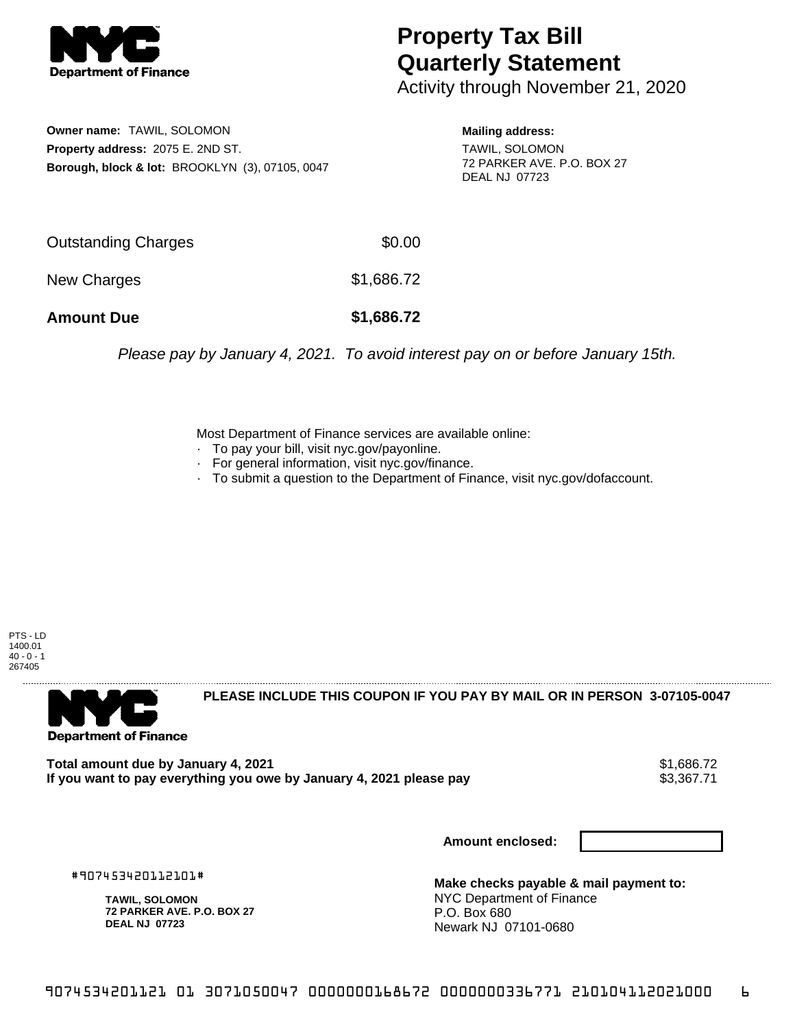# Property Tax Bill Quarterly Statement

Activity through November 21, 2020

**Owner name:** TAWIL, SOLOMON
**Property address:** 2075 E. 2ND ST.
**Borough, block & lot:** BROOKLYN (3), 07105, 0047

**Mailing address:**
TAWIL, SOLOMON
72 PARKER AVE. P.O. BOX 27
DEAL NJ 07723

| | |
|---|---|
| Outstanding Charges | $0.00 |
| New Charges | $1,686.72 |
| **Amount Due** | **$1,686.72** |

*Please pay by January 4, 2021. To avoid interest pay on or before January 15th.*

Most Department of Finance services are available online:
- To pay your bill, visit nyc.gov/payonline.
- For general information, visit nyc.gov/finance.
- To submit a question to the Department of Finance, visit nyc.gov/dofaccount.

PTS - LD
1400.01
40 - 0 - 1
267405

**PLEASE INCLUDE THIS COUPON IF YOU PAY BY MAIL OR IN PERSON 3-07105-0047**

| | |
|---|---|
| **Total amount due by January 4, 2021** | $1,686.72 |
| **If you want to pay everything you owe by January 4, 2021 please pay** | $3,367.71 |

**Amount enclosed:**

#907453420112101#

**TAWIL, SOLOMON**
**72 PARKER AVE. P.O. BOX 27**
**DEAL NJ 07723**

**Make checks payable & mail payment to:**
NYC Department of Finance
P.O. Box 680
Newark NJ 07101-0680

9074534201121 01 3071050047 0000000168672 0000000336771 210104112021000 6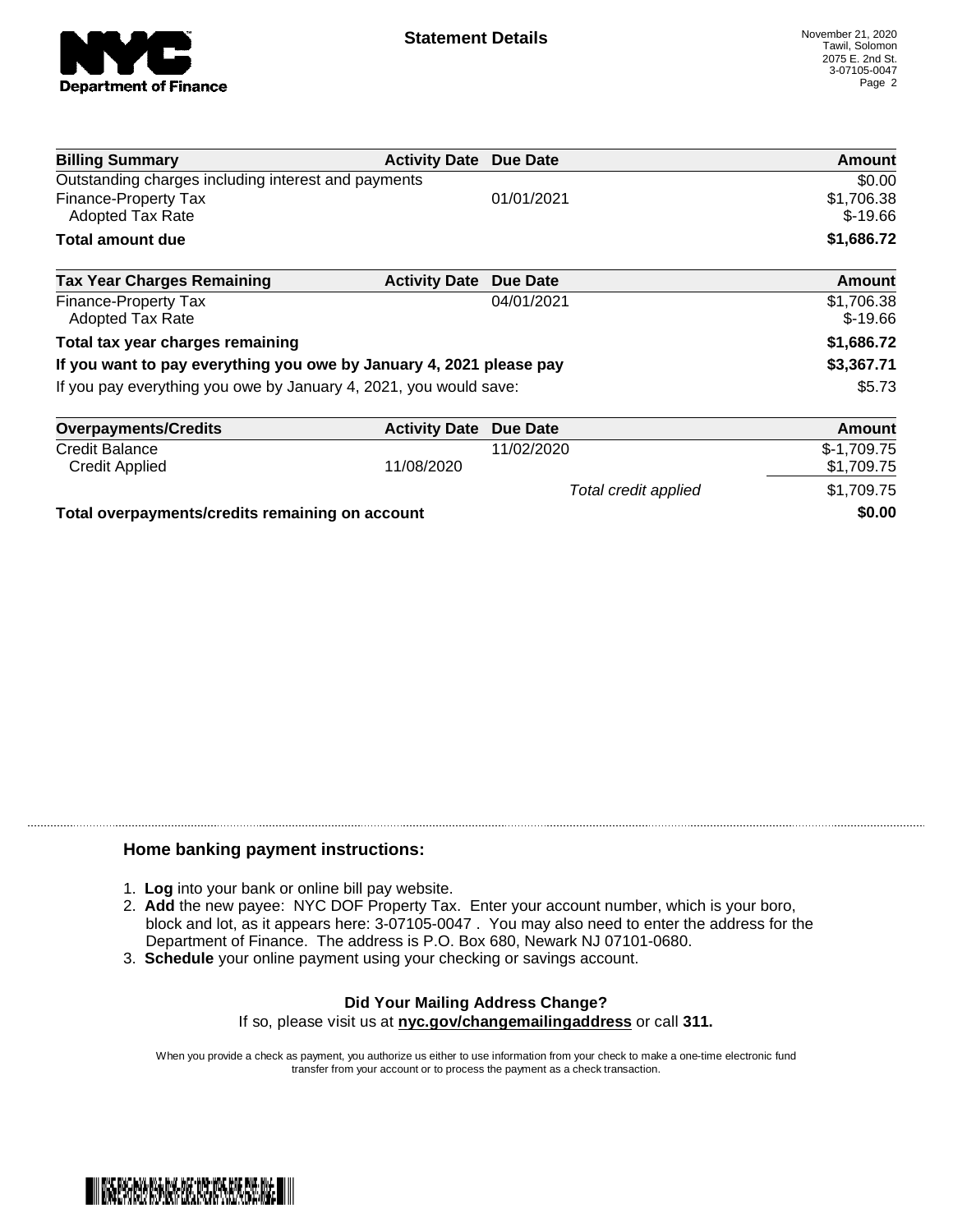**Statement Details**

November 21, 2020
Tawil, Solomon
2075 E. 2nd St.
3-07105-0047

| Billing Summary | Activity Date | Due Date | Amount |
|---|---|---|---|
| Outstanding charges including interest and payments | | | $0.00 |
| Finance-Property Tax | | 01/01/2021 | $1,706.38 |
| Adopted Tax Rate | | | $-19.66 |
| **Total amount due** | | | **$1,686.72** |

| Tax Year Charges Remaining | Activity Date | Due Date | Amount |
|---|---|---|---|
| Finance-Property Tax | | 04/01/2021 | $1,706.38 |
| Adopted Tax Rate | | | $-19.66 |
| **Total tax year charges remaining** | | | **$1,686.72** |
| **If you want to pay everything you owe by January 4, 2021 please pay** | | | **$3,367.71** |
| If you pay everything you owe by January 4, 2021, you would save: | | | $5.73 |

| Overpayments/Credits | Activity Date | Due Date | Amount |
|---|---|---|---|
| Credit Balance | | 11/02/2020 | $-1,709.75 |
| Credit Applied | 11/08/2020 | | $1,709.75 |
| | | *Total credit applied* | $1,709.75 |
| **Total overpayments/credits remaining on account** | | | **$0.00** |

### Home banking payment instructions:

1. **Log** into your bank or online bill pay website.
2. **Add** the new payee: NYC DOF Property Tax. Enter your account number, which is your boro, block and lot, as it appears here: 3-07105-0047 . You may also need to enter the address for the Department of Finance. The address is P.O. Box 680, Newark NJ 07101-0680.
3. **Schedule** your online payment using your checking or savings account.

**Did Your Mailing Address Change?**

If so, please visit us at **nyc.gov/changemailingaddress** or call **311.**

When you provide a check as payment, you authorize us either to use information from your check to make a one-time electronic fund transfer from your account or to process the payment as a check transaction.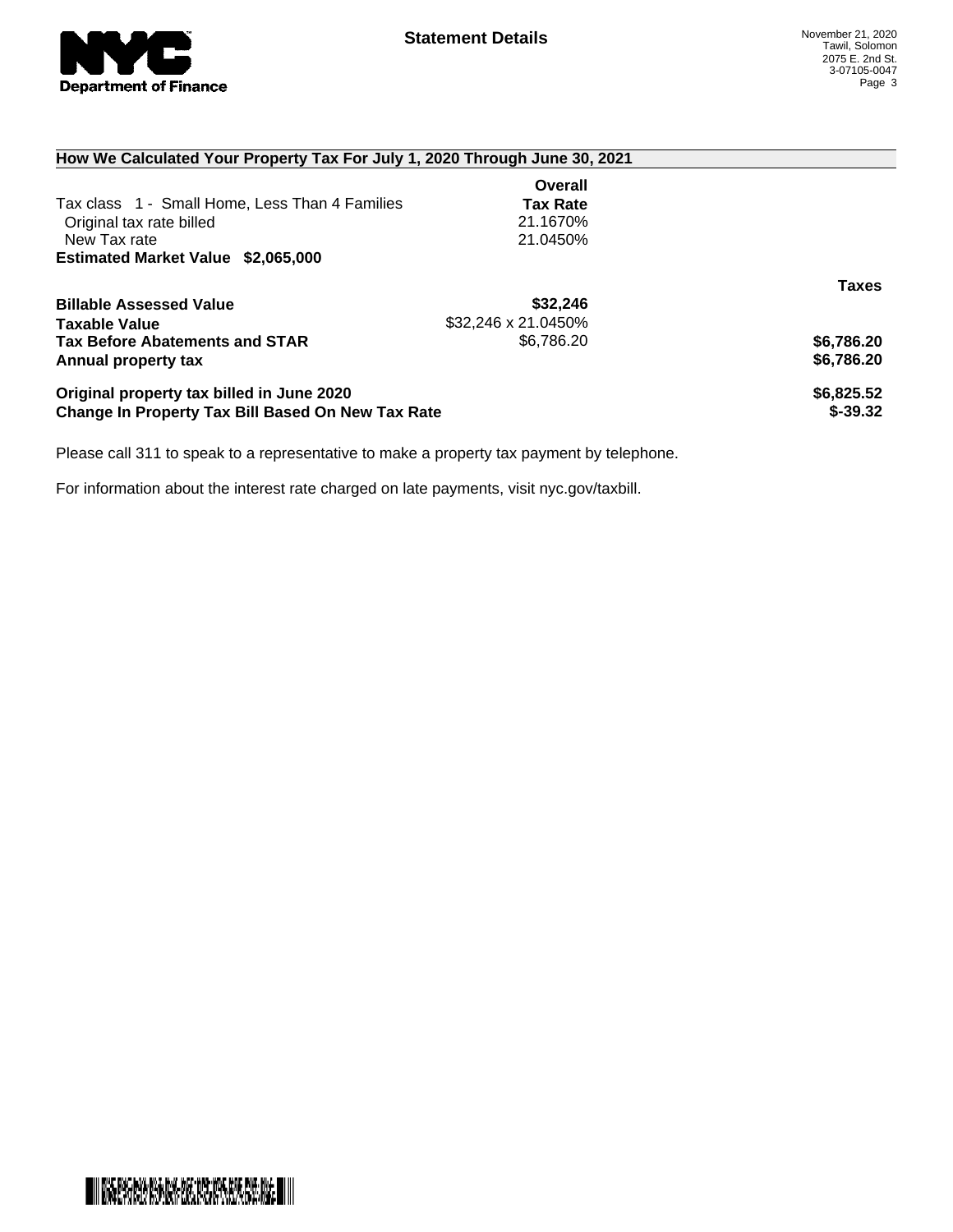**Statement Details**

November 21, 2020
Tawil, Solomon
2075 E. 2nd St.
3-07105-0047

## How We Calculated Your Property Tax For July 1, 2020 Through June 30, 2021

| | Overall Tax Rate | |
|---|---|---|
| Tax class 1 - Small Home, Less Than 4 Families | | |
| Original tax rate billed | 21.1670% | |
| New Tax rate | 21.0450% | |
| **Estimated Market Value $2,065,000** | | |
| | | **Taxes** |
| **Billable Assessed Value** | **$32,246** | |
| **Taxable Value** | $32,246 x 21.0450% | |
| **Tax Before Abatements and STAR** | $6,786.20 | **$6,786.20** |
| **Annual property tax** | | **$6,786.20** |
| **Original property tax billed in June 2020** | | **$6,825.52** |
| **Change In Property Tax Bill Based On New Tax Rate** | | **$-39.32** |

Please call 311 to speak to a representative to make a property tax payment by telephone.

For information about the interest rate charged on late payments, visit nyc.gov/taxbill.